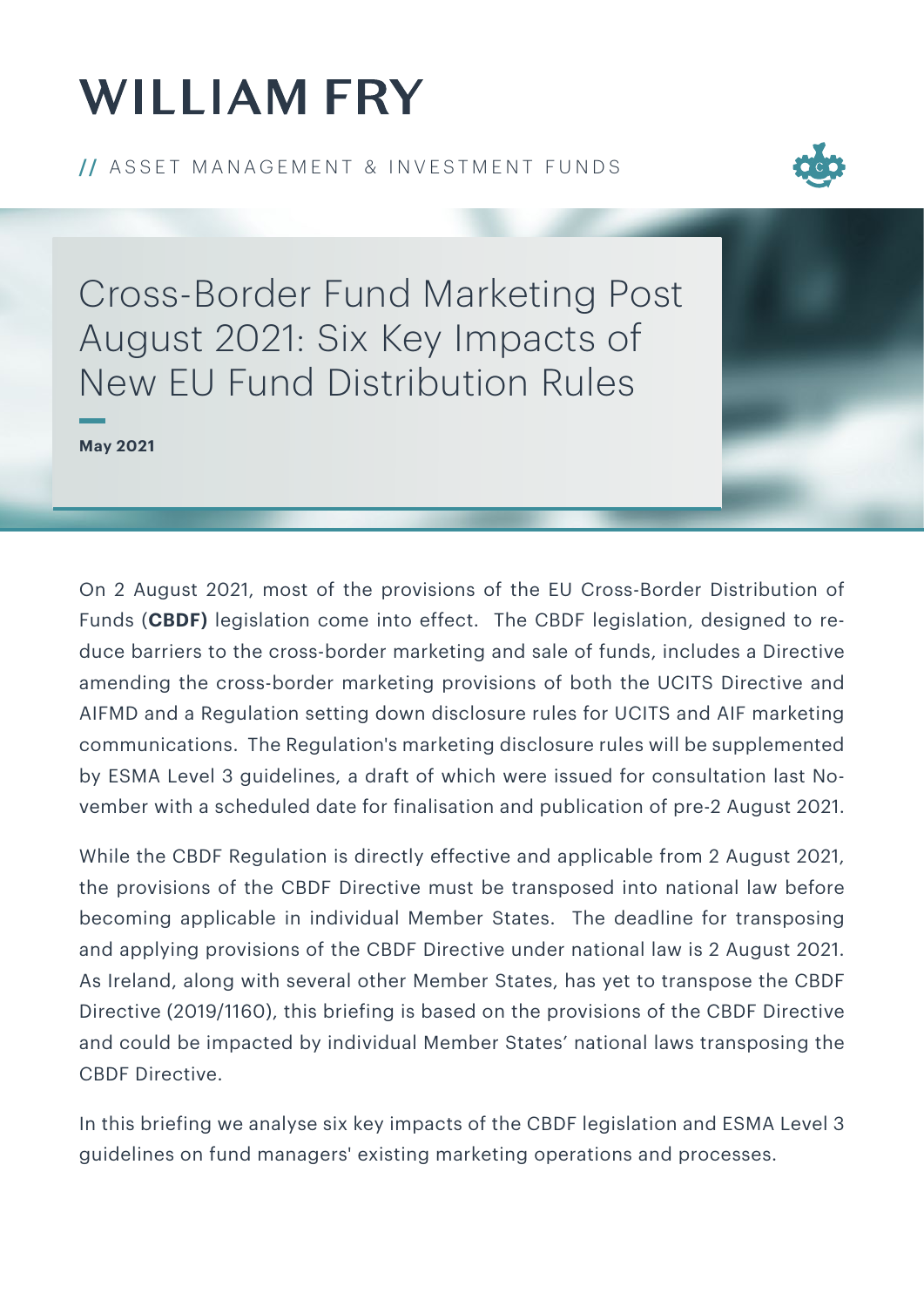# WILLIAM FRY

// ASSET MANAGEMENT & INVESTMENT FUNDS

## Cross-Border Fund Marketing Post August 2021: Six Key Impacts of New EU Fund Distribution Rules

**May 2021**

On 2 August 2021, most of the provisions of the EU Cross-Border Distribution of Funds (**CBDF)** legislation come into effect. The CBDF legislation, designed to reduce barriers to the cross-border marketing and sale of funds, includes a Directive amending the cross-border marketing provisions of both the UCITS Directive and AIFMD and a Regulation setting down disclosure rules for UCITS and AIF marketing communications. The Regulation's marketing disclosure rules will be supplemented by ESMA Level 3 guidelines, a draft of which were issued for consultation last November with a scheduled date for finalisation and publication of pre-2 August 2021.

While the CBDF Regulation is directly effective and applicable from 2 August 2021, the provisions of the CBDF Directive must be transposed into national law before becoming applicable in individual Member States. The deadline for transposing and applying provisions of the CBDF Directive under national law is 2 August 2021. As Ireland, along with several other Member States, has yet to transpose the CBDF Directive (2019/1160), this briefing is based on the provisions of the CBDF Directive and could be impacted by individual Member States' national laws transposing the CBDF Directive.

In this briefing we analyse six key impacts of the CBDF legislation and ESMA Level 3 guidelines on fund managers' existing marketing operations and processes.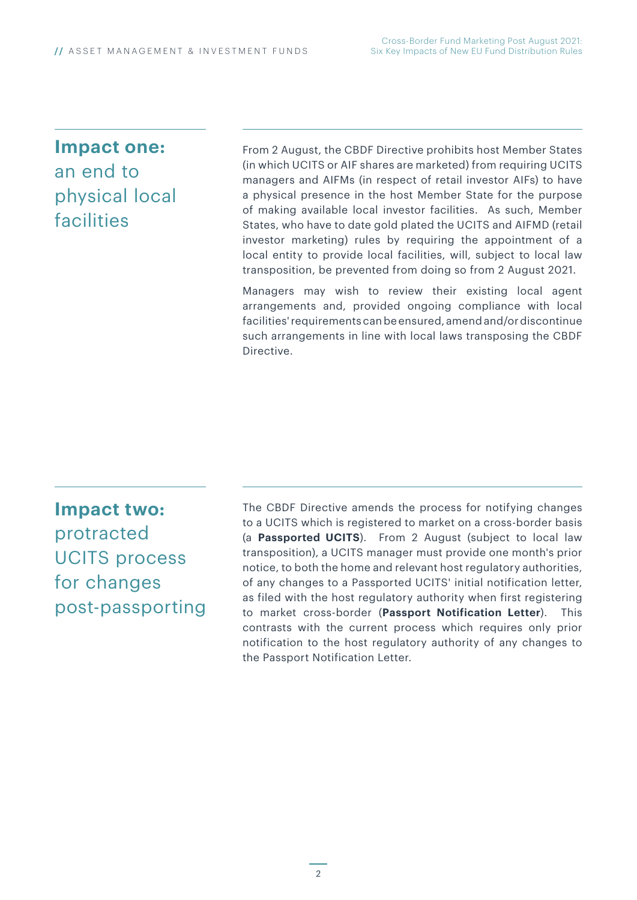## **Impact one:** an end to physical local facilities

From 2 August, the CBDF Directive prohibits host Member States (in which UCITS or AIF shares are marketed) from requiring UCITS managers and AIFMs (in respect of retail investor AIFs) to have a physical presence in the host Member State for the purpose of making available local investor facilities. As such, Member States, who have to date gold plated the UCITS and AIFMD (retail investor marketing) rules by requiring the appointment of a local entity to provide local facilities, will, subject to local law transposition, be prevented from doing so from 2 August 2021.

Managers may wish to review their existing local agent arrangements and, provided ongoing compliance with local facilities' requirements can be ensured, amend and/or discontinue such arrangements in line with local laws transposing the CBDF Directive.

## **Impact two:** protracted UCITS process for changes post-passporting

The CBDF Directive amends the process for notifying changes to a UCITS which is registered to market on a cross-border basis (a **Passported UCITS**). From 2 August (subject to local law transposition), a UCITS manager must provide one month's prior notice, to both the home and relevant host regulatory authorities, of any changes to a Passported UCITS' initial notification letter, as filed with the host regulatory authority when first registering to market cross-border (**Passport Notification Letter**). This contrasts with the current process which requires only prior notification to the host regulatory authority of any changes to the Passport Notification Letter.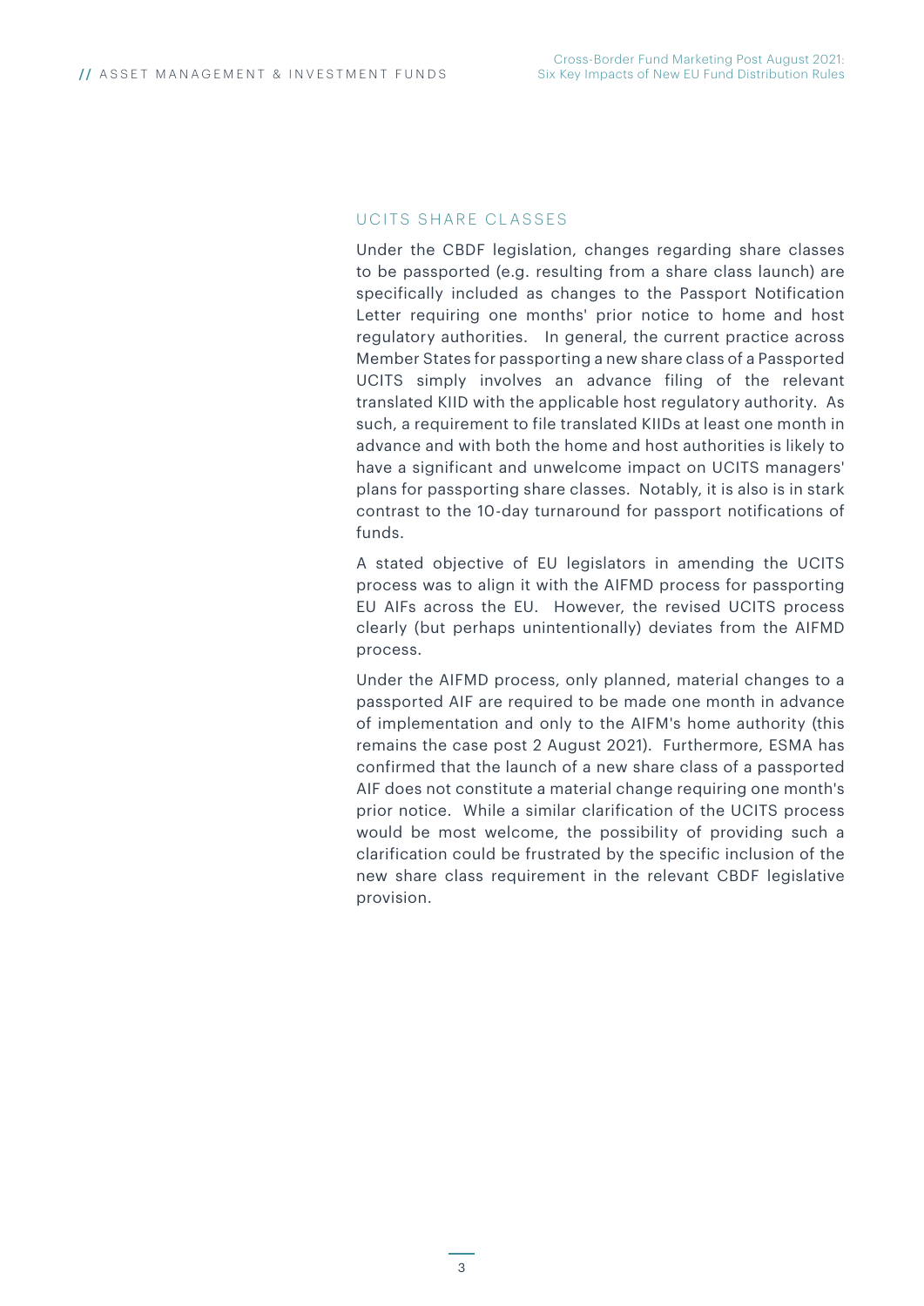## UCITS SHARE CLASSES

Under the CBDF legislation, changes regarding share classes to be passported (e.g. resulting from a share class launch) are specifically included as changes to the Passport Notification Letter requiring one months' prior notice to home and host regulatory authorities. In general, the current practice across Member States for passporting a new share class of a Passported UCITS simply involves an advance filing of the relevant translated KIID with the applicable host regulatory authority. As such, a requirement to file translated KIIDs at least one month in advance and with both the home and host authorities is likely to have a significant and unwelcome impact on UCITS managers' plans for passporting share classes. Notably, it is also is in stark contrast to the 10-day turnaround for passport notifications of funds.

A stated objective of EU legislators in amending the UCITS process was to align it with the AIFMD process for passporting EU AIFs across the EU. However, the revised UCITS process clearly (but perhaps unintentionally) deviates from the AIFMD process.

Under the AIFMD process, only planned, material changes to a passported AIF are required to be made one month in advance of implementation and only to the AIFM's home authority (this remains the case post 2 August 2021). Furthermore, ESMA has confirmed that the launch of a new share class of a passported AIF does not constitute a material change requiring one month's prior notice. While a similar clarification of the UCITS process would be most welcome, the possibility of providing such a clarification could be frustrated by the specific inclusion of the new share class requirement in the relevant CBDF legislative provision.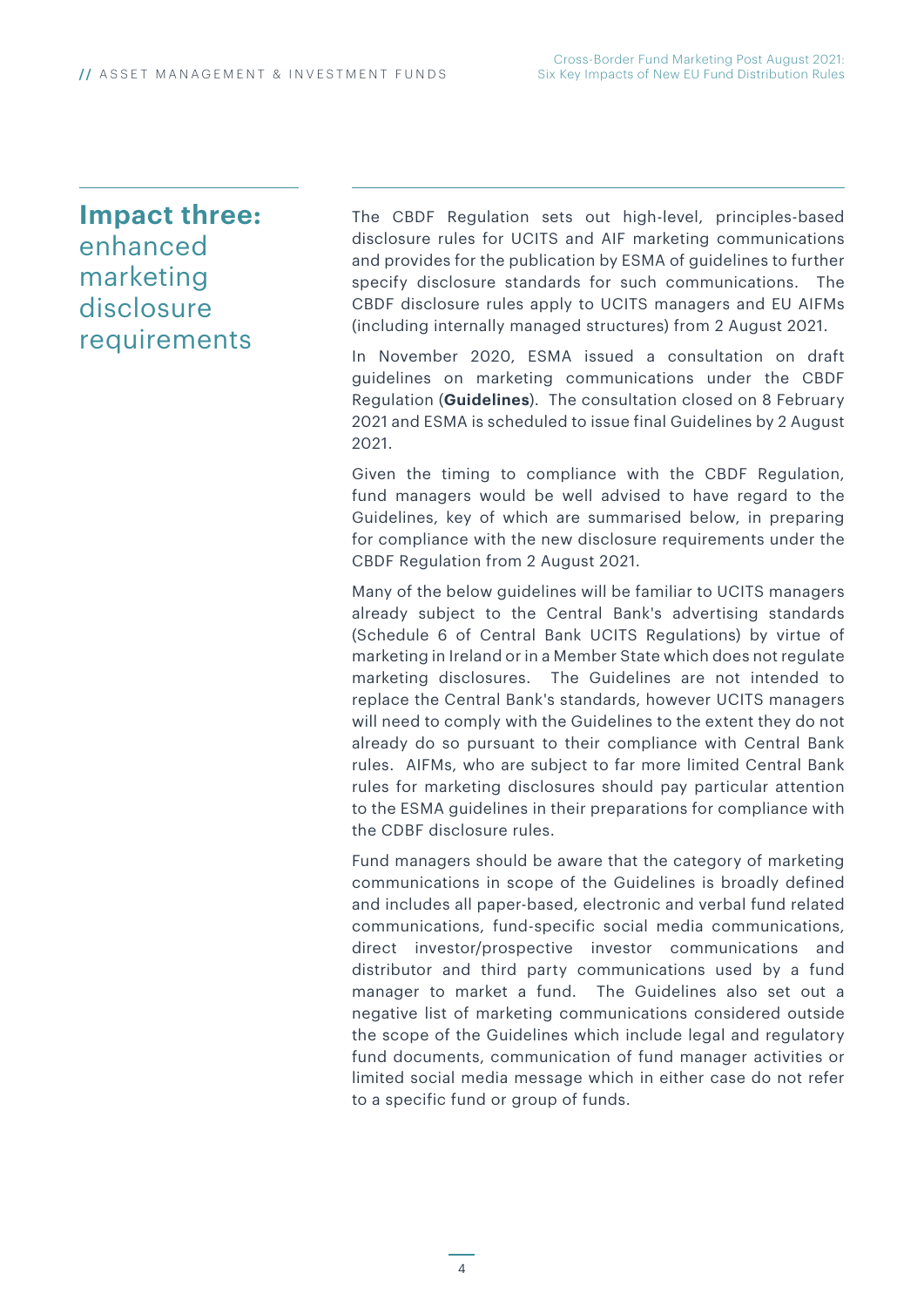## **Impact three:** enhanced marketing disclosure requirements

The CBDF Regulation sets out high-level, principles-based disclosure rules for UCITS and AIF marketing communications and provides for the publication by ESMA of guidelines to further specify disclosure standards for such communications. The CBDF disclosure rules apply to UCITS managers and EU AIFMs (including internally managed structures) from 2 August 2021.

In November 2020, ESMA issued a consultation on draft guidelines on marketing communications under the CBDF Regulation (**Guidelines**). The consultation closed on 8 February 2021 and ESMA is scheduled to issue final Guidelines by 2 August 2021.

Given the timing to compliance with the CBDF Regulation, fund managers would be well advised to have regard to the Guidelines, key of which are summarised below, in preparing for compliance with the new disclosure requirements under the CBDF Regulation from 2 August 2021.

Many of the below guidelines will be familiar to UCITS managers already subject to the Central Bank's advertising standards (Schedule 6 of Central Bank UCITS Regulations) by virtue of marketing in Ireland or in a Member State which does not regulate marketing disclosures. The Guidelines are not intended to replace the Central Bank's standards, however UCITS managers will need to comply with the Guidelines to the extent they do not already do so pursuant to their compliance with Central Bank rules. AIFMs, who are subject to far more limited Central Bank rules for marketing disclosures should pay particular attention to the ESMA guidelines in their preparations for compliance with the CDBF disclosure rules.

Fund managers should be aware that the category of marketing communications in scope of the Guidelines is broadly defined and includes all paper-based, electronic and verbal fund related communications, fund-specific social media communications, direct investor/prospective investor communications and distributor and third party communications used by a fund manager to market a fund. The Guidelines also set out a negative list of marketing communications considered outside the scope of the Guidelines which include legal and regulatory fund documents, communication of fund manager activities or limited social media message which in either case do not refer to a specific fund or group of funds.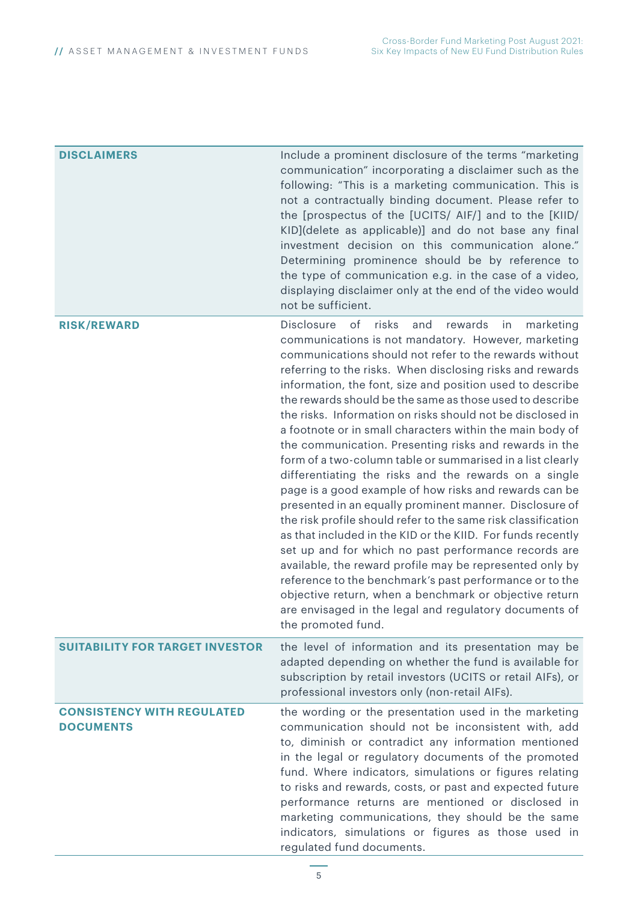| | |
|---|---|
| **DISCLAIMERS** | Include a prominent disclosure of the terms "marketing communication" incorporating a disclaimer such as the following: "This is a marketing communication. This is not a contractually binding document. Please refer to the [prospectus of the [UCITS/ AIF/] and to the [KIID/ KID](delete as applicable)] and do not base any final investment decision on this communication alone." Determining prominence should be by reference to the type of communication e.g. in the case of a video, displaying disclaimer only at the end of the video would not be sufficient. |
| **RISK/REWARD** | Disclosure of risks and rewards in marketing communications is not mandatory. However, marketing communications should not refer to the rewards without referring to the risks. When disclosing risks and rewards information, the font, size and position used to describe the rewards should be the same as those used to describe the risks. Information on risks should not be disclosed in a footnote or in small characters within the main body of the communication. Presenting risks and rewards in the form of a two-column table or summarised in a list clearly differentiating the risks and the rewards on a single page is a good example of how risks and rewards can be presented in an equally prominent manner. Disclosure of the risk profile should refer to the same risk classification as that included in the KID or the KIID. For funds recently set up and for which no past performance records are available, the reward profile may be represented only by reference to the benchmark's past performance or to the objective return, when a benchmark or objective return are envisaged in the legal and regulatory documents of the promoted fund. |
| **SUITABILITY FOR TARGET INVESTOR** | the level of information and its presentation may be adapted depending on whether the fund is available for subscription by retail investors (UCITS or retail AIFs), or professional investors only (non-retail AIFs). |
| **CONSISTENCY WITH REGULATED DOCUMENTS** | the wording or the presentation used in the marketing communication should not be inconsistent with, add to, diminish or contradict any information mentioned in the legal or regulatory documents of the promoted fund. Where indicators, simulations or figures relating to risks and rewards, costs, or past and expected future performance returns are mentioned or disclosed in marketing communications, they should be the same indicators, simulations or figures as those used in regulated fund documents. |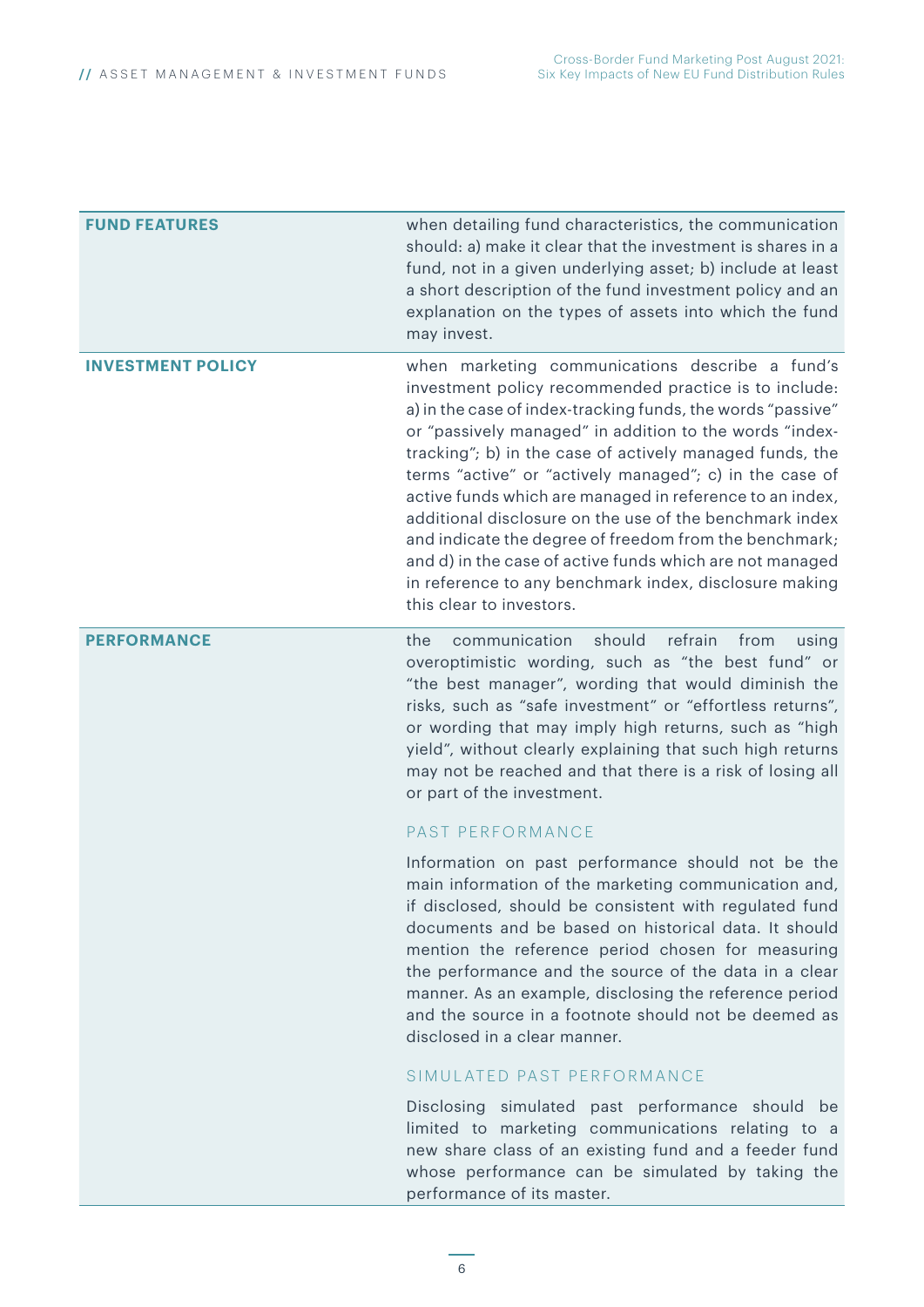| | |
|---|---|
| **FUND FEATURES** | when detailing fund characteristics, the communication should: a) make it clear that the investment is shares in a fund, not in a given underlying asset; b) include at least a short description of the fund investment policy and an explanation on the types of assets into which the fund may invest. |
| **INVESTMENT POLICY** | when marketing communications describe a fund's investment policy recommended practice is to include: a) in the case of index-tracking funds, the words "passive" or "passively managed" in addition to the words "index-tracking"; b) in the case of actively managed funds, the terms "active" or "actively managed"; c) in the case of active funds which are managed in reference to an index, additional disclosure on the use of the benchmark index and indicate the degree of freedom from the benchmark; and d) in the case of active funds which are not managed in reference to any benchmark index, disclosure making this clear to investors. |
| **PERFORMANCE** | the communication should refrain from using overoptimistic wording, such as "the best fund" or "the best manager", wording that would diminish the risks, such as "safe investment" or "effortless returns", or wording that may imply high returns, such as "high yield", without clearly explaining that such high returns may not be reached and that there is a risk of losing all or part of the investment.<br><br>PAST PERFORMANCE<br><br>Information on past performance should not be the main information of the marketing communication and, if disclosed, should be consistent with regulated fund documents and be based on historical data. It should mention the reference period chosen for measuring the performance and the source of the data in a clear manner. As an example, disclosing the reference period and the source in a footnote should not be deemed as disclosed in a clear manner.<br><br>SIMULATED PAST PERFORMANCE<br><br>Disclosing simulated past performance should be limited to marketing communications relating to a new share class of an existing fund and a feeder fund whose performance can be simulated by taking the performance of its master. |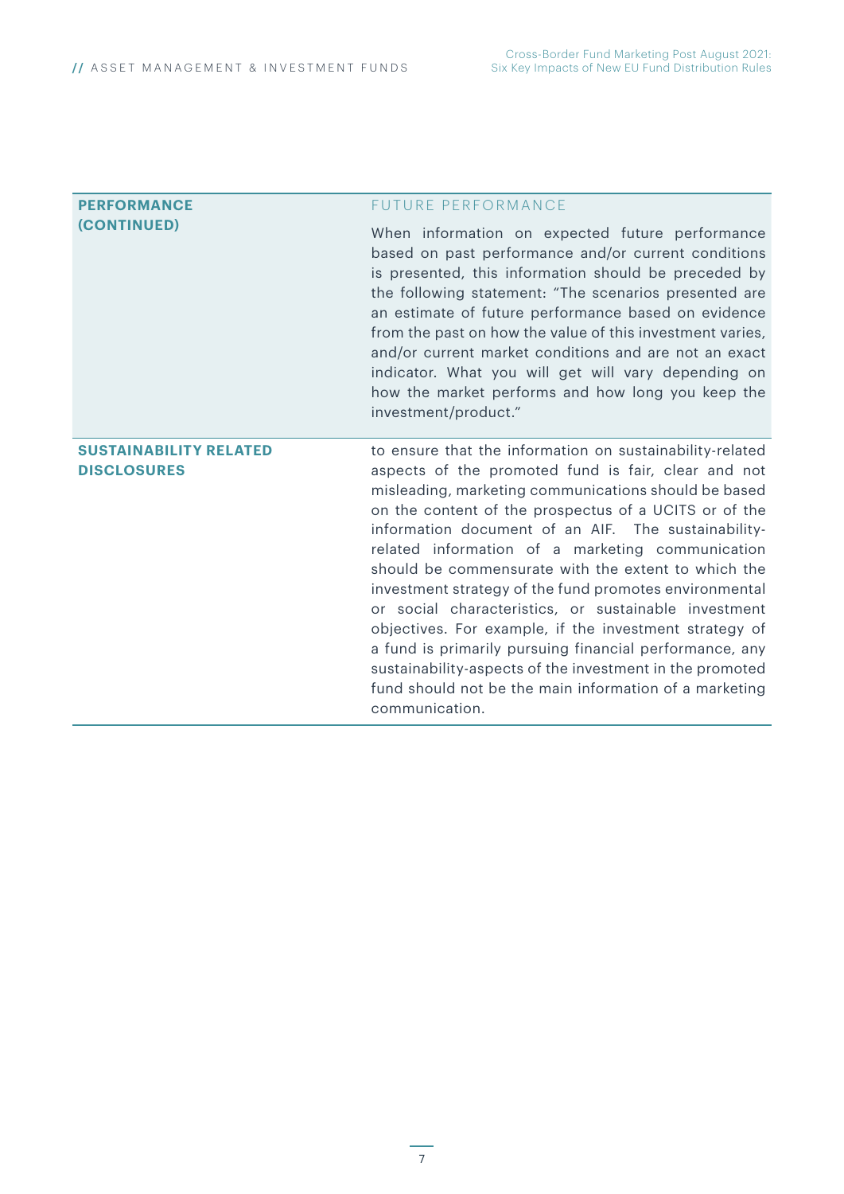| | |
|---|---|
| **PERFORMANCE (CONTINUED)** | FUTURE PERFORMANCE<br><br>When information on expected future performance based on past performance and/or current conditions is presented, this information should be preceded by the following statement: "The scenarios presented are an estimate of future performance based on evidence from the past on how the value of this investment varies, and/or current market conditions and are not an exact indicator. What you will get will vary depending on how the market performs and how long you keep the investment/product." |
| **SUSTAINABILITY RELATED DISCLOSURES** | to ensure that the information on sustainability-related aspects of the promoted fund is fair, clear and not misleading, marketing communications should be based on the content of the prospectus of a UCITS or of the information document of an AIF. The sustainability-related information of a marketing communication should be commensurate with the extent to which the investment strategy of the fund promotes environmental or social characteristics, or sustainable investment objectives. For example, if the investment strategy of a fund is primarily pursuing financial performance, any sustainability-aspects of the investment in the promoted fund should not be the main information of a marketing communication. |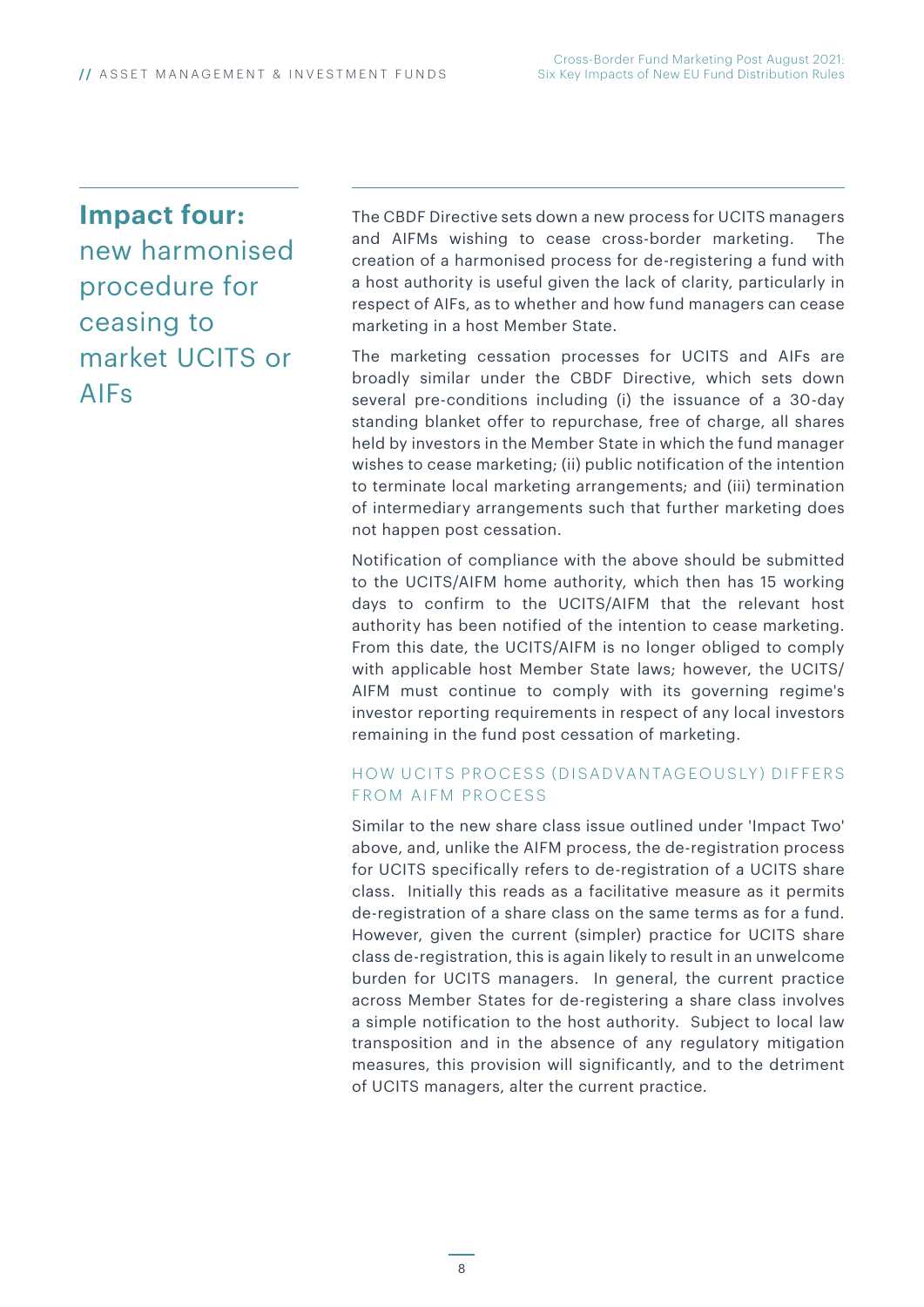## **Impact four:** new harmonised procedure for ceasing to market UCITS or AIFs

The CBDF Directive sets down a new process for UCITS managers and AIFMs wishing to cease cross-border marketing. The creation of a harmonised process for de-registering a fund with a host authority is useful given the lack of clarity, particularly in respect of AIFs, as to whether and how fund managers can cease marketing in a host Member State.

The marketing cessation processes for UCITS and AIFs are broadly similar under the CBDF Directive, which sets down several pre-conditions including (i) the issuance of a 30-day standing blanket offer to repurchase, free of charge, all shares held by investors in the Member State in which the fund manager wishes to cease marketing; (ii) public notification of the intention to terminate local marketing arrangements; and (iii) termination of intermediary arrangements such that further marketing does not happen post cessation.

Notification of compliance with the above should be submitted to the UCITS/AIFM home authority, which then has 15 working days to confirm to the UCITS/AIFM that the relevant host authority has been notified of the intention to cease marketing. From this date, the UCITS/AIFM is no longer obliged to comply with applicable host Member State laws; however, the UCITS/AIFM must continue to comply with its governing regime's investor reporting requirements in respect of any local investors remaining in the fund post cessation of marketing.

### HOW UCITS PROCESS (DISADVANTAGEOUSLY) DIFFERS FROM AIFM PROCESS

Similar to the new share class issue outlined under 'Impact Two' above, and, unlike the AIFM process, the de-registration process for UCITS specifically refers to de-registration of a UCITS share class. Initially this reads as a facilitative measure as it permits de-registration of a share class on the same terms as for a fund. However, given the current (simpler) practice for UCITS share class de-registration, this is again likely to result in an unwelcome burden for UCITS managers. In general, the current practice across Member States for de-registering a share class involves a simple notification to the host authority. Subject to local law transposition and in the absence of any regulatory mitigation measures, this provision will significantly, and to the detriment of UCITS managers, alter the current practice.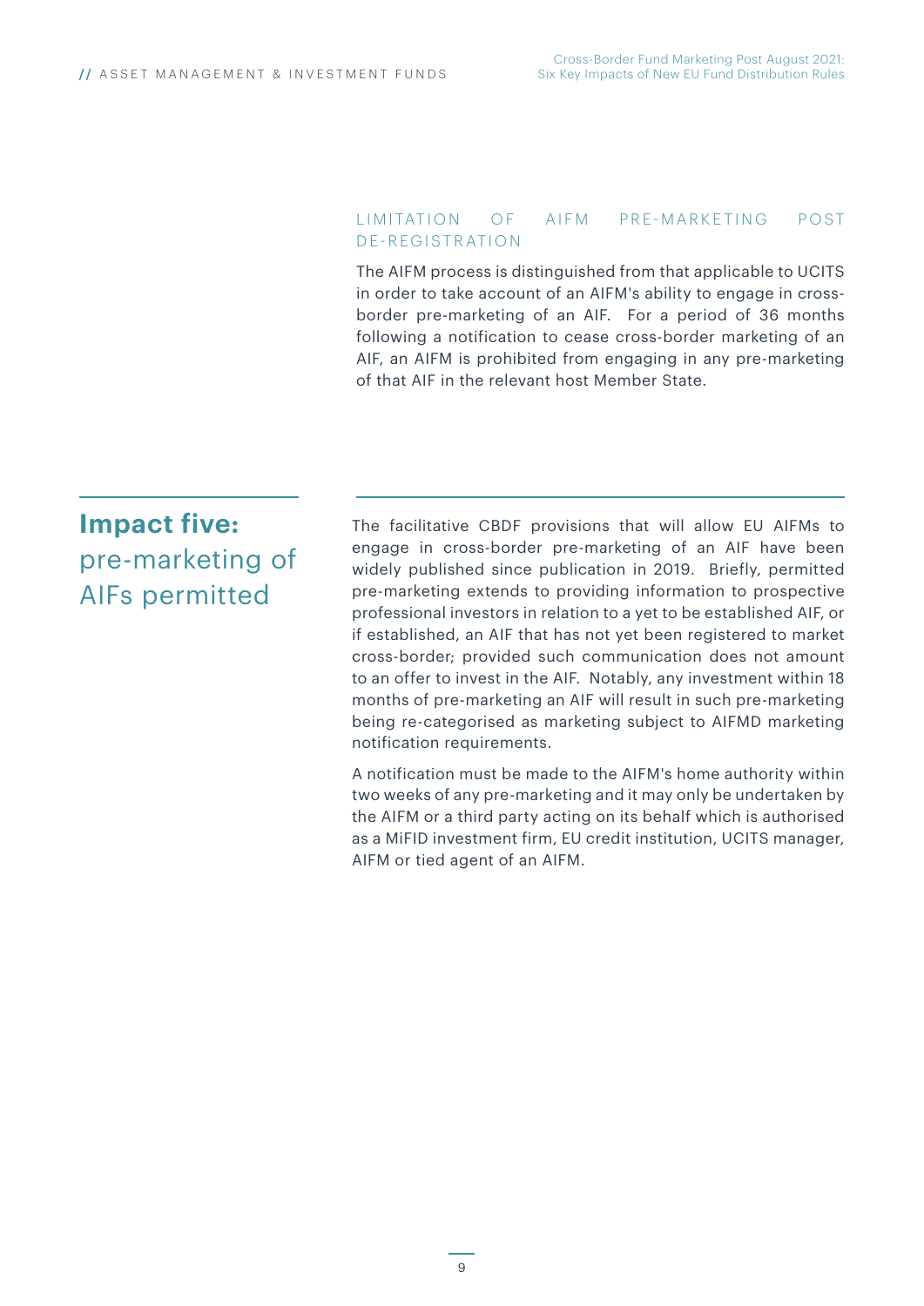### LIMITATION OF AIFM PRE-MARKETING POST DE-REGISTRATION

The AIFM process is distinguished from that applicable to UCITS in order to take account of an AIFM's ability to engage in cross-border pre-marketing of an AIF. For a period of 36 months following a notification to cease cross-border marketing of an AIF, an AIFM is prohibited from engaging in any pre-marketing of that AIF in the relevant host Member State.

## **Impact five:** pre-marketing of AIFs permitted

The facilitative CBDF provisions that will allow EU AIFMs to engage in cross-border pre-marketing of an AIF have been widely published since publication in 2019. Briefly, permitted pre-marketing extends to providing information to prospective professional investors in relation to a yet to be established AIF, or if established, an AIF that has not yet been registered to market cross-border; provided such communication does not amount to an offer to invest in the AIF. Notably, any investment within 18 months of pre-marketing an AIF will result in such pre-marketing being re-categorised as marketing subject to AIFMD marketing notification requirements.

A notification must be made to the AIFM's home authority within two weeks of any pre-marketing and it may only be undertaken by the AIFM or a third party acting on its behalf which is authorised as a MiFID investment firm, EU credit institution, UCITS manager, AIFM or tied agent of an AIFM.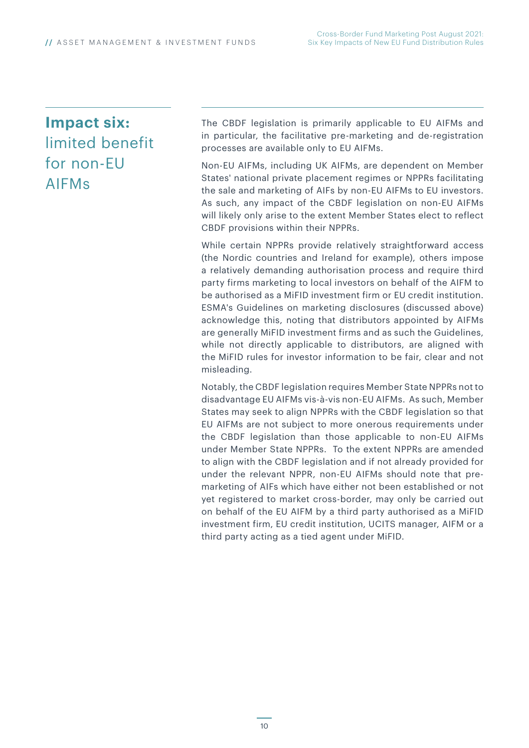## **Impact six:** limited benefit for non-EU AIFMs

The CBDF legislation is primarily applicable to EU AIFMs and in particular, the facilitative pre-marketing and de-registration processes are available only to EU AIFMs.

Non-EU AIFMs, including UK AIFMs, are dependent on Member States' national private placement regimes or NPPRs facilitating the sale and marketing of AIFs by non-EU AIFMs to EU investors. As such, any impact of the CBDF legislation on non-EU AIFMs will likely only arise to the extent Member States elect to reflect CBDF provisions within their NPPRs.

While certain NPPRs provide relatively straightforward access (the Nordic countries and Ireland for example), others impose a relatively demanding authorisation process and require third party firms marketing to local investors on behalf of the AIFM to be authorised as a MiFID investment firm or EU credit institution. ESMA's Guidelines on marketing disclosures (discussed above) acknowledge this, noting that distributors appointed by AIFMs are generally MiFID investment firms and as such the Guidelines, while not directly applicable to distributors, are aligned with the MiFID rules for investor information to be fair, clear and not misleading.

Notably, the CBDF legislation requires Member State NPPRs not to disadvantage EU AIFMs vis-à-vis non-EU AIFMs. As such, Member States may seek to align NPPRs with the CBDF legislation so that EU AIFMs are not subject to more onerous requirements under the CBDF legislation than those applicable to non-EU AIFMs under Member State NPPRs. To the extent NPPRs are amended to align with the CBDF legislation and if not already provided for under the relevant NPPR, non-EU AIFMs should note that pre-marketing of AIFs which have either not been established or not yet registered to market cross-border, may only be carried out on behalf of the EU AIFM by a third party authorised as a MiFID investment firm, EU credit institution, UCITS manager, AIFM or a third party acting as a tied agent under MiFID.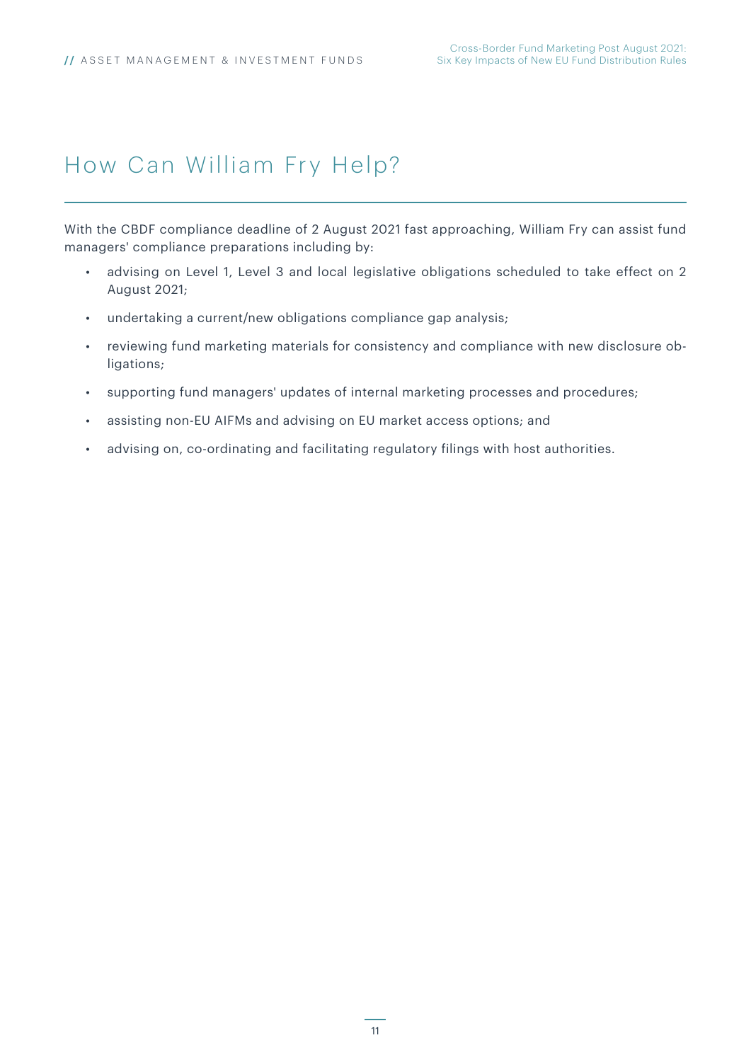# How Can William Fry Help?

With the CBDF compliance deadline of 2 August 2021 fast approaching, William Fry can assist fund managers' compliance preparations including by:

- advising on Level 1, Level 3 and local legislative obligations scheduled to take effect on 2 August 2021;
- undertaking a current/new obligations compliance gap analysis;
- reviewing fund marketing materials for consistency and compliance with new disclosure obligations;
- supporting fund managers' updates of internal marketing processes and procedures;
- assisting non-EU AIFMs and advising on EU market access options; and
- advising on, co-ordinating and facilitating regulatory filings with host authorities.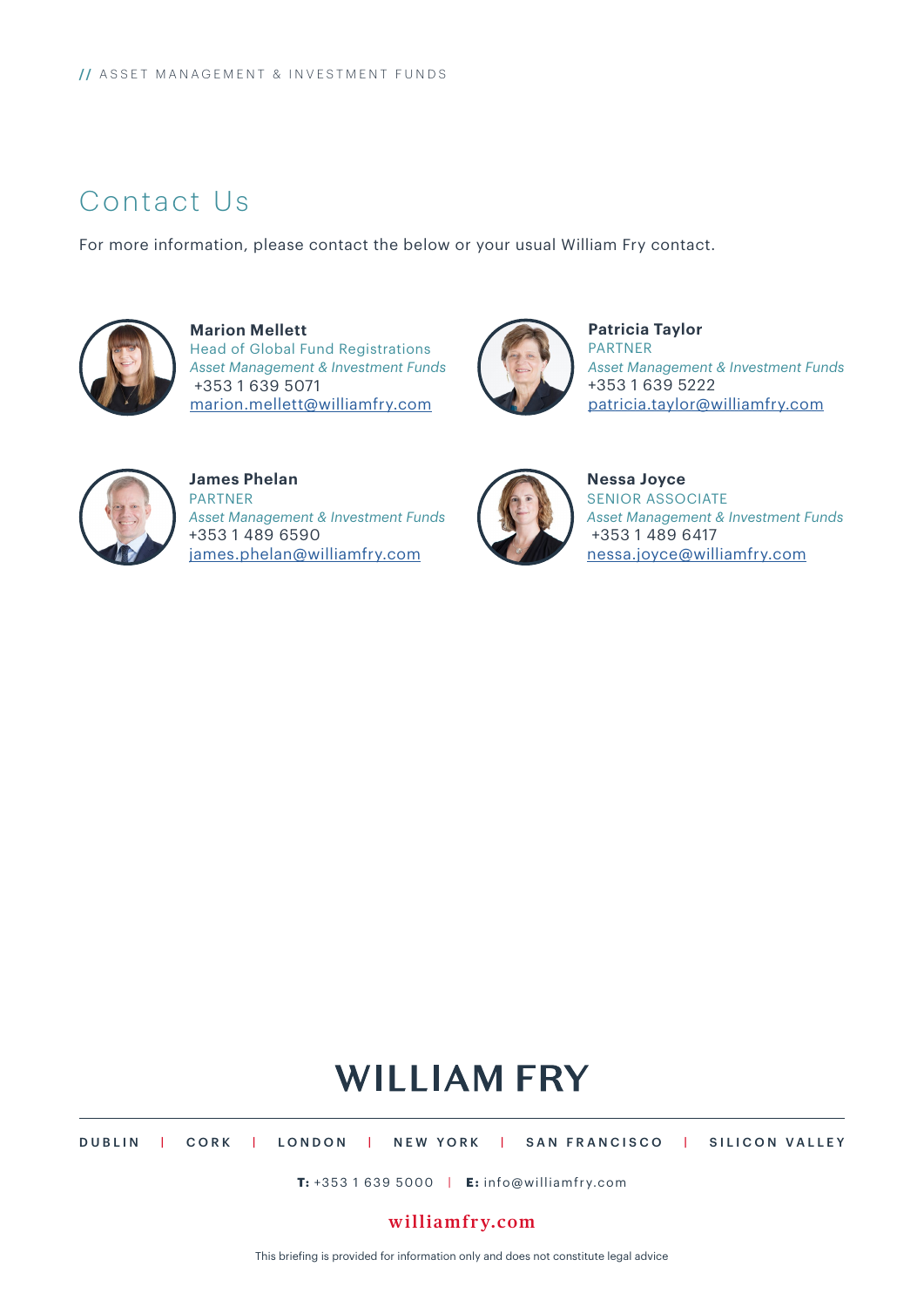# Contact Us

For more information, please contact the below or your usual William Fry contact.

**Marion Mellett**
Head of Global Fund Registrations
*Asset Management & Investment Funds*
+353 1 639 5071
marion.mellett@williamfry.com

**Patricia Taylor**
PARTNER
*Asset Management & Investment Funds*
+353 1 639 5222
patricia.taylor@williamfry.com

**James Phelan**
PARTNER
*Asset Management & Investment Funds*
+353 1 489 6590
james.phelan@williamfry.com

**Nessa Joyce**
SENIOR ASSOCIATE
*Asset Management & Investment Funds*
+353 1 489 6417
nessa.joyce@williamfry.com

**WILLIAM FRY**

DUBLIN | CORK | LONDON | NEW YORK | SAN FRANCISCO | SILICON VALLEY

**T:** +353 1 639 5000 | **E:** info@williamfry.com

williamfry.com

This briefing is provided for information only and does not constitute legal advice